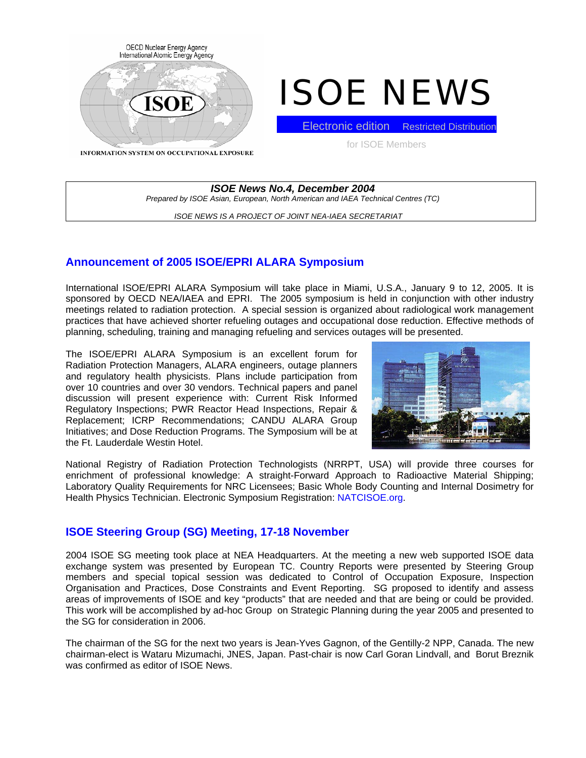OECD Nuclear Energy Agency
International Atomic Energy Agency

ISOE

INFORMATION SYSTEM ON OCCUPATIONAL EXPOSURE

# ISOE NEWS

Electronic edition Restricted Distribution

for ISOE Members

***ISOE News No.4, December 2004***

*Prepared by ISOE Asian, European, North American and IAEA Technical Centres (TC)*

*ISOE NEWS IS A PROJECT OF JOINT NEA-IAEA SECRETARIAT*

## Announcement of 2005 ISOE/EPRI ALARA Symposium

International ISOE/EPRI ALARA Symposium will take place in Miami, U.S.A., January 9 to 12, 2005. It is sponsored by OECD NEA/IAEA and EPRI. The 2005 symposium is held in conjunction with other industry meetings related to radiation protection. A special session is organized about radiological work management practices that have achieved shorter refueling outages and occupational dose reduction. Effective methods of planning, scheduling, training and managing refueling and services outages will be presented.

The ISOE/EPRI ALARA Symposium is an excellent forum for Radiation Protection Managers, ALARA engineers, outage planners and regulatory health physicists. Plans include participation from over 10 countries and over 30 vendors. Technical papers and panel discussion will present experience with: Current Risk Informed Regulatory Inspections; PWR Reactor Head Inspections, Repair & Replacement; ICRP Recommendations; CANDU ALARA Group Initiatives; and Dose Reduction Programs. The Symposium will be at the Ft. Lauderdale Westin Hotel.

National Registry of Radiation Protection Technologists (NRRPT, USA) will provide three courses for enrichment of professional knowledge: A straight-Forward Approach to Radioactive Material Shipping; Laboratory Quality Requirements for NRC Licensees; Basic Whole Body Counting and Internal Dosimetry for Health Physics Technician. Electronic Symposium Registration: NATCISOE.org.

## ISOE Steering Group (SG) Meeting, 17-18 November

2004 ISOE SG meeting took place at NEA Headquarters. At the meeting a new web supported ISOE data exchange system was presented by European TC. Country Reports were presented by Steering Group members and special topical session was dedicated to Control of Occupation Exposure, Inspection Organisation and Practices, Dose Constraints and Event Reporting. SG proposed to identify and assess areas of improvements of ISOE and key "products" that are needed and that are being or could be provided. This work will be accomplished by ad-hoc Group on Strategic Planning during the year 2005 and presented to the SG for consideration in 2006.

The chairman of the SG for the next two years is Jean-Yves Gagnon, of the Gentilly-2 NPP, Canada. The new chairman-elect is Wataru Mizumachi, JNES, Japan. Past-chair is now Carl Goran Lindvall, and Borut Breznik was confirmed as editor of ISOE News.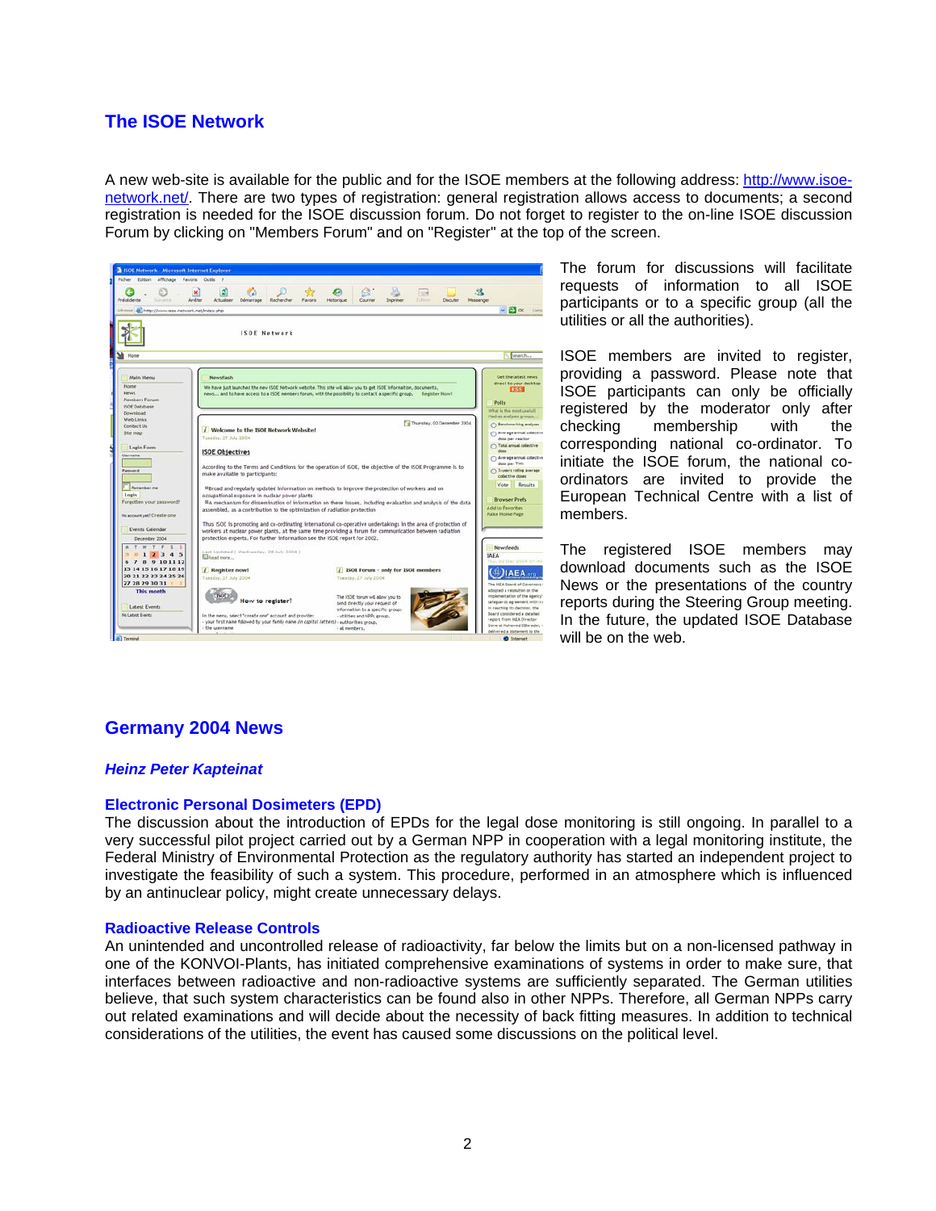## The ISOE Network

A new web-site is available for the public and for the ISOE members at the following address: http://www.isoe-network.net/. There are two types of registration: general registration allows access to documents; a second registration is needed for the ISOE discussion forum. Do not forget to register to the on-line ISOE discussion Forum by clicking on "Members Forum" and on "Register" at the top of the screen.

The forum for discussions will facilitate requests of information to all ISOE participants or to a specific group (all the utilities or all the authorities).

ISOE members are invited to register, providing a password. Please note that ISOE participants can only be officially registered by the moderator only after checking membership with the corresponding national co-ordinator. To initiate the ISOE forum, the national co-ordinators are invited to provide the European Technical Centre with a list of members.

The registered ISOE members may download documents such as the ISOE News or the presentations of the country reports during the Steering Group meeting. In the future, the updated ISOE Database will be on the web.

## Germany 2004 News

### *Heinz Peter Kapteinat*

### Electronic Personal Dosimeters (EPD)

The discussion about the introduction of EPDs for the legal dose monitoring is still ongoing. In parallel to a very successful pilot project carried out by a German NPP in cooperation with a legal monitoring institute, the Federal Ministry of Environmental Protection as the regulatory authority has started an independent project to investigate the feasibility of such a system. This procedure, performed in an atmosphere which is influenced by an antinuclear policy, might create unnecessary delays.

### Radioactive Release Controls

An unintended and uncontrolled release of radioactivity, far below the limits but on a non-licensed pathway in one of the KONVOI-Plants, has initiated comprehensive examinations of systems in order to make sure, that interfaces between radioactive and non-radioactive systems are sufficiently separated. The German utilities believe, that such system characteristics can be found also in other NPPs. Therefore, all German NPPs carry out related examinations and will decide about the necessity of back fitting measures. In addition to technical considerations of the utilities, the event has caused some discussions on the political level.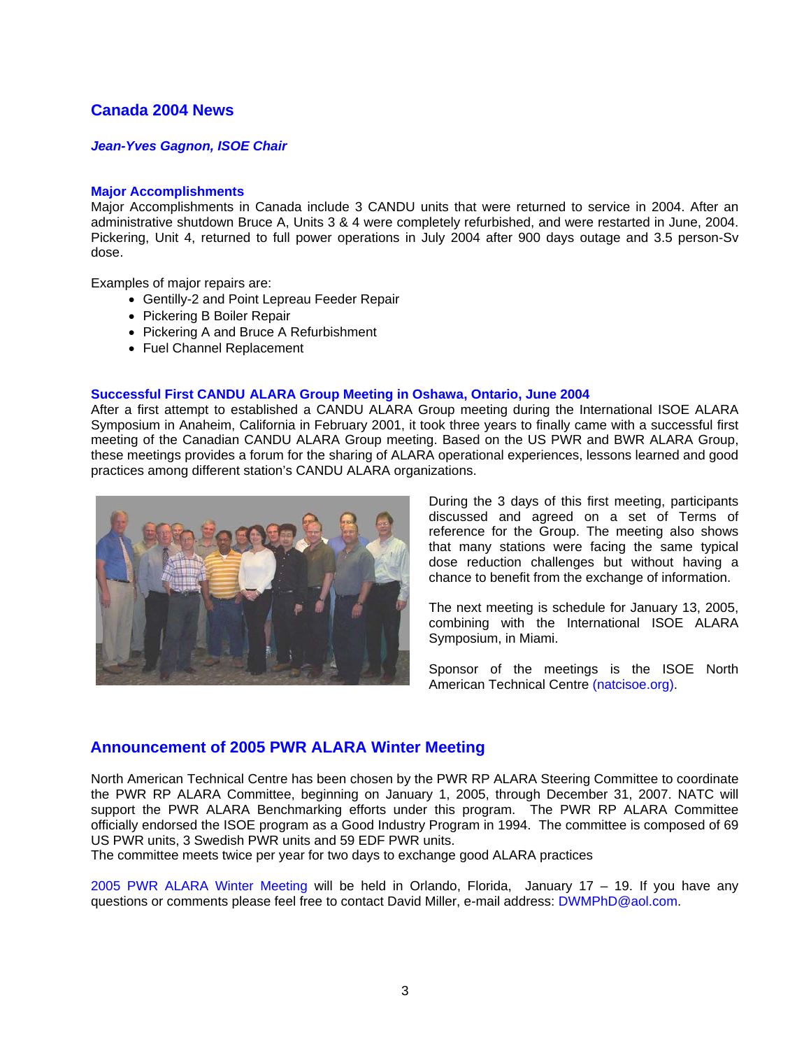## Canada 2004 News

***Jean-Yves Gagnon, ISOE Chair***

### Major Accomplishments

Major Accomplishments in Canada include 3 CANDU units that were returned to service in 2004. After an administrative shutdown Bruce A, Units 3 & 4 were completely refurbished, and were restarted in June, 2004. Pickering, Unit 4, returned to full power operations in July 2004 after 900 days outage and 3.5 person-Sv dose.

Examples of major repairs are:

- Gentilly-2 and Point Lepreau Feeder Repair
- Pickering B Boiler Repair
- Pickering A and Bruce A Refurbishment
- Fuel Channel Replacement

### Successful First CANDU ALARA Group Meeting in Oshawa, Ontario, June 2004

After a first attempt to established a CANDU ALARA Group meeting during the International ISOE ALARA Symposium in Anaheim, California in February 2001, it took three years to finally came with a successful first meeting of the Canadian CANDU ALARA Group meeting. Based on the US PWR and BWR ALARA Group, these meetings provides a forum for the sharing of ALARA operational experiences, lessons learned and good practices among different station's CANDU ALARA organizations.

During the 3 days of this first meeting, participants discussed and agreed on a set of Terms of reference for the Group. The meeting also shows that many stations were facing the same typical dose reduction challenges but without having a chance to benefit from the exchange of information.

The next meeting is schedule for January 13, 2005, combining with the International ISOE ALARA Symposium, in Miami.

Sponsor of the meetings is the ISOE North American Technical Centre (natcisoe.org).

## Announcement of 2005 PWR ALARA Winter Meeting

North American Technical Centre has been chosen by the PWR RP ALARA Steering Committee to coordinate the PWR RP ALARA Committee, beginning on January 1, 2005, through December 31, 2007. NATC will support the PWR ALARA Benchmarking efforts under this program. The PWR RP ALARA Committee officially endorsed the ISOE program as a Good Industry Program in 1994. The committee is composed of 69 US PWR units, 3 Swedish PWR units and 59 EDF PWR units.
The committee meets twice per year for two days to exchange good ALARA practices

2005 PWR ALARA Winter Meeting will be held in Orlando, Florida, January 17 – 19. If you have any questions or comments please feel free to contact David Miller, e-mail address: DWMPhD@aol.com.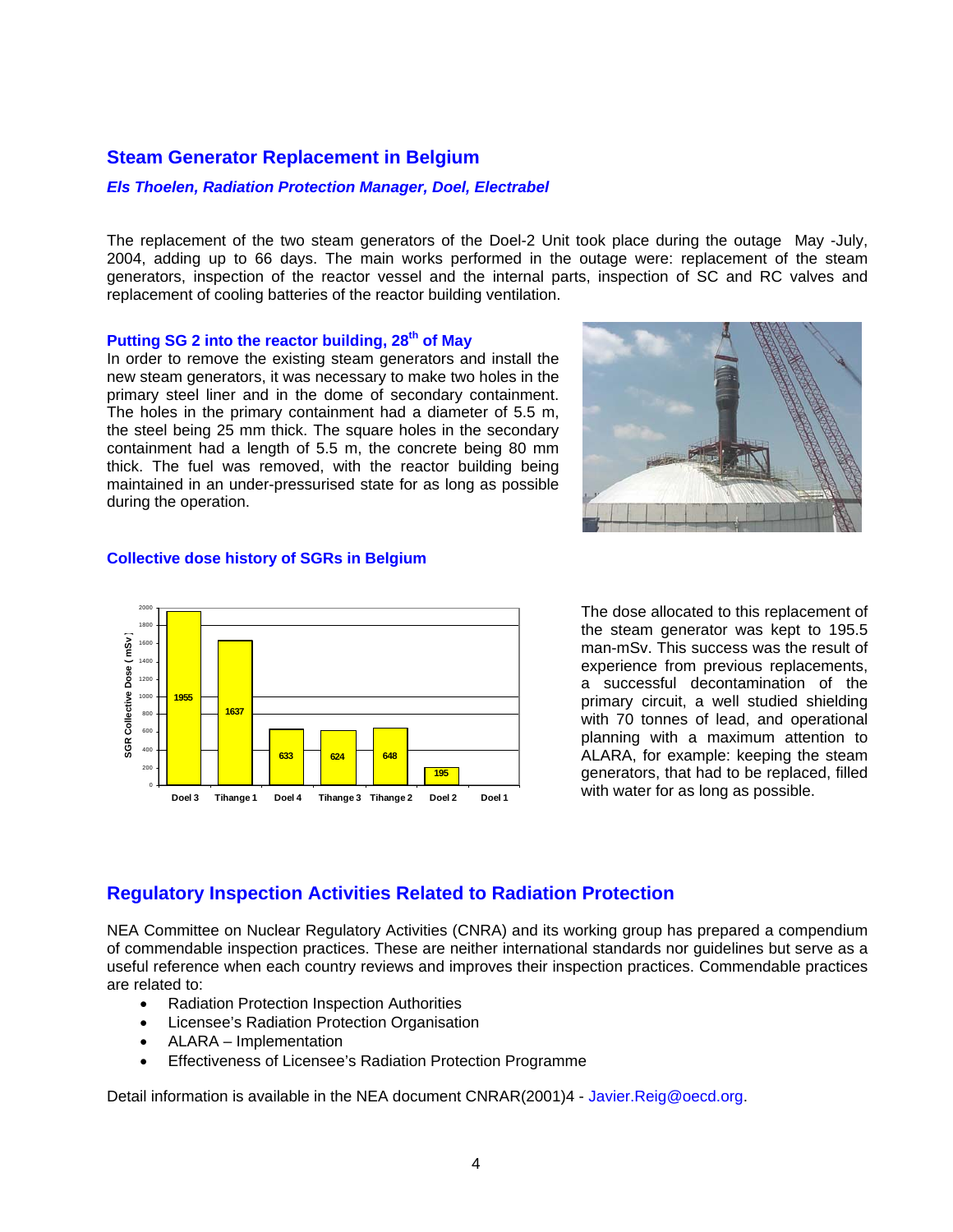## Steam Generator Replacement in Belgium

***Els Thoelen, Radiation Protection Manager, Doel, Electrabel***

The replacement of the two steam generators of the Doel-2 Unit took place during the outage May -July, 2004, adding up to 66 days. The main works performed in the outage were: replacement of the steam generators, inspection of the reactor vessel and the internal parts, inspection of SC and RC valves and replacement of cooling batteries of the reactor building ventilation.

### Putting SG 2 into the reactor building, 28th of May

In order to remove the existing steam generators and install the new steam generators, it was necessary to make two holes in the primary steel liner and in the dome of secondary containment. The holes in the primary containment had a diameter of 5.5 m, the steel being 25 mm thick. The square holes in the secondary containment had a length of 5.5 m, the concrete being 80 mm thick. The fuel was removed, with the reactor building being maintained in an under-pressurised state for as long as possible during the operation.

### Collective dose history of SGRs in Belgium

| | Doel 3 | Tihange 1 | Doel 4 | Tihange 3 | Tihange 2 | Doel 2 | Doel 1 |
|---|---|---|---|---|---|---|---|
| SGR Collective Dose ( mSv ) | 1955 | 1637 | 633 | 624 | 648 | 195 | |

The dose allocated to this replacement of the steam generator was kept to 195.5 man-mSv. This success was the result of experience from previous replacements, a successful decontamination of the primary circuit, a well studied shielding with 70 tonnes of lead, and operational planning with a maximum attention to ALARA, for example: keeping the steam generators, that had to be replaced, filled with water for as long as possible.

## Regulatory Inspection Activities Related to Radiation Protection

NEA Committee on Nuclear Regulatory Activities (CNRA) and its working group has prepared a compendium of commendable inspection practices. These are neither international standards nor guidelines but serve as a useful reference when each country reviews and improves their inspection practices. Commendable practices are related to:

- Radiation Protection Inspection Authorities
- Licensee's Radiation Protection Organisation
- ALARA – Implementation
- Effectiveness of Licensee's Radiation Protection Programme

Detail information is available in the NEA document CNRAR(2001)4 - Javier.Reig@oecd.org.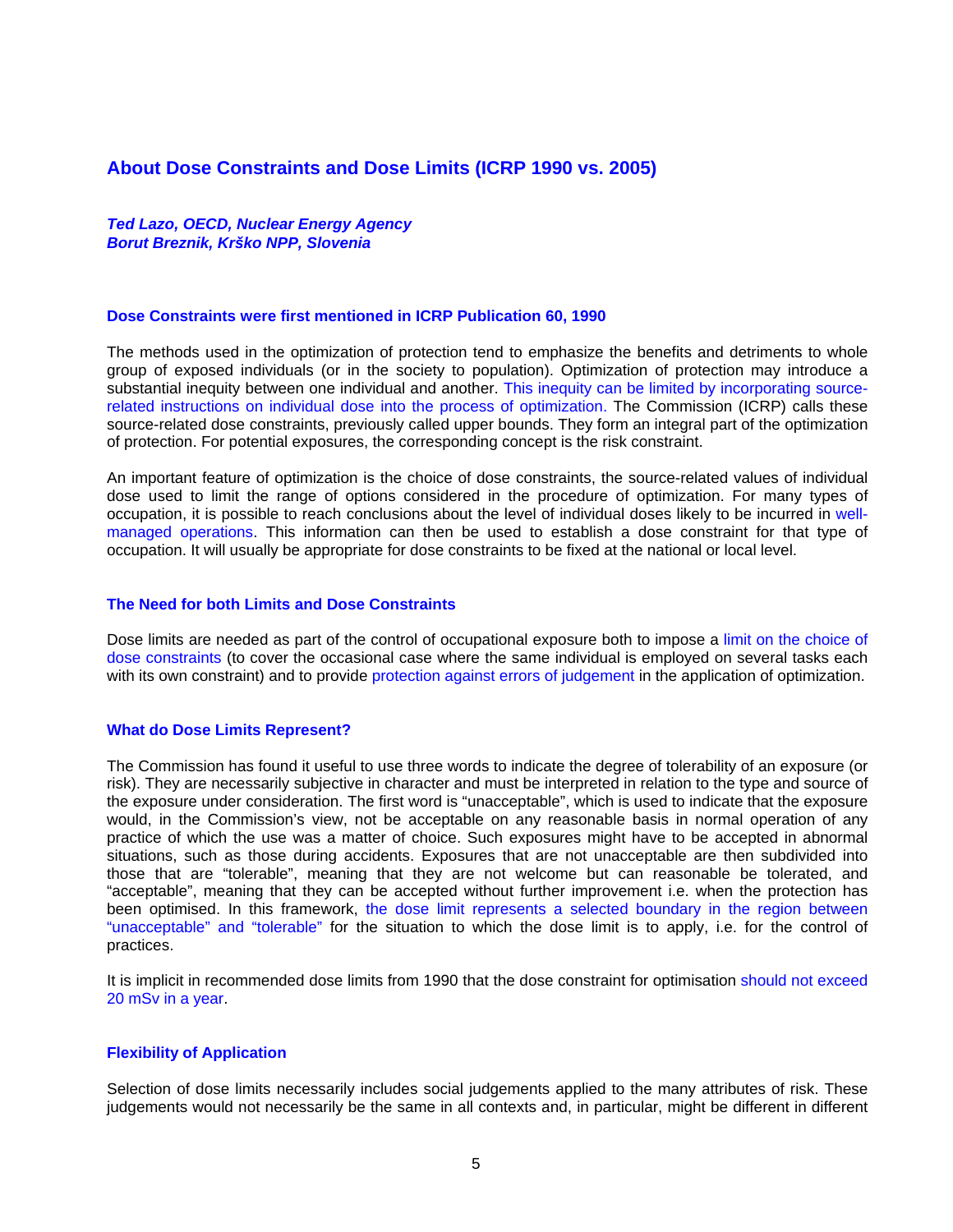## About Dose Constraints and Dose Limits (ICRP 1990 vs. 2005)

***Ted Lazo, OECD, Nuclear Energy Agency***
***Borut Breznik, Krško NPP, Slovenia***

### Dose Constraints were first mentioned in ICRP Publication 60, 1990

The methods used in the optimization of protection tend to emphasize the benefits and detriments to whole group of exposed individuals (or in the society to population). Optimization of protection may introduce a substantial inequity between one individual and another. This inequity can be limited by incorporating source-related instructions on individual dose into the process of optimization. The Commission (ICRP) calls these source-related dose constraints, previously called upper bounds. They form an integral part of the optimization of protection. For potential exposures, the corresponding concept is the risk constraint.

An important feature of optimization is the choice of dose constraints, the source-related values of individual dose used to limit the range of options considered in the procedure of optimization. For many types of occupation, it is possible to reach conclusions about the level of individual doses likely to be incurred in well-managed operations. This information can then be used to establish a dose constraint for that type of occupation. It will usually be appropriate for dose constraints to be fixed at the national or local level.

### The Need for both Limits and Dose Constraints

Dose limits are needed as part of the control of occupational exposure both to impose a limit on the choice of dose constraints (to cover the occasional case where the same individual is employed on several tasks each with its own constraint) and to provide protection against errors of judgement in the application of optimization.

### What do Dose Limits Represent?

The Commission has found it useful to use three words to indicate the degree of tolerability of an exposure (or risk). They are necessarily subjective in character and must be interpreted in relation to the type and source of the exposure under consideration. The first word is “unacceptable”, which is used to indicate that the exposure would, in the Commission’s view, not be acceptable on any reasonable basis in normal operation of any practice of which the use was a matter of choice. Such exposures might have to be accepted in abnormal situations, such as those during accidents. Exposures that are not unacceptable are then subdivided into those that are “tolerable”, meaning that they are not welcome but can reasonable be tolerated, and “acceptable”, meaning that they can be accepted without further improvement i.e. when the protection has been optimised. In this framework, the dose limit represents a selected boundary in the region between “unacceptable” and “tolerable” for the situation to which the dose limit is to apply, i.e. for the control of practices.

It is implicit in recommended dose limits from 1990 that the dose constraint for optimisation should not exceed 20 mSv in a year.

### Flexibility of Application

Selection of dose limits necessarily includes social judgements applied to the many attributes of risk. These judgements would not necessarily be the same in all contexts and, in particular, might be different in different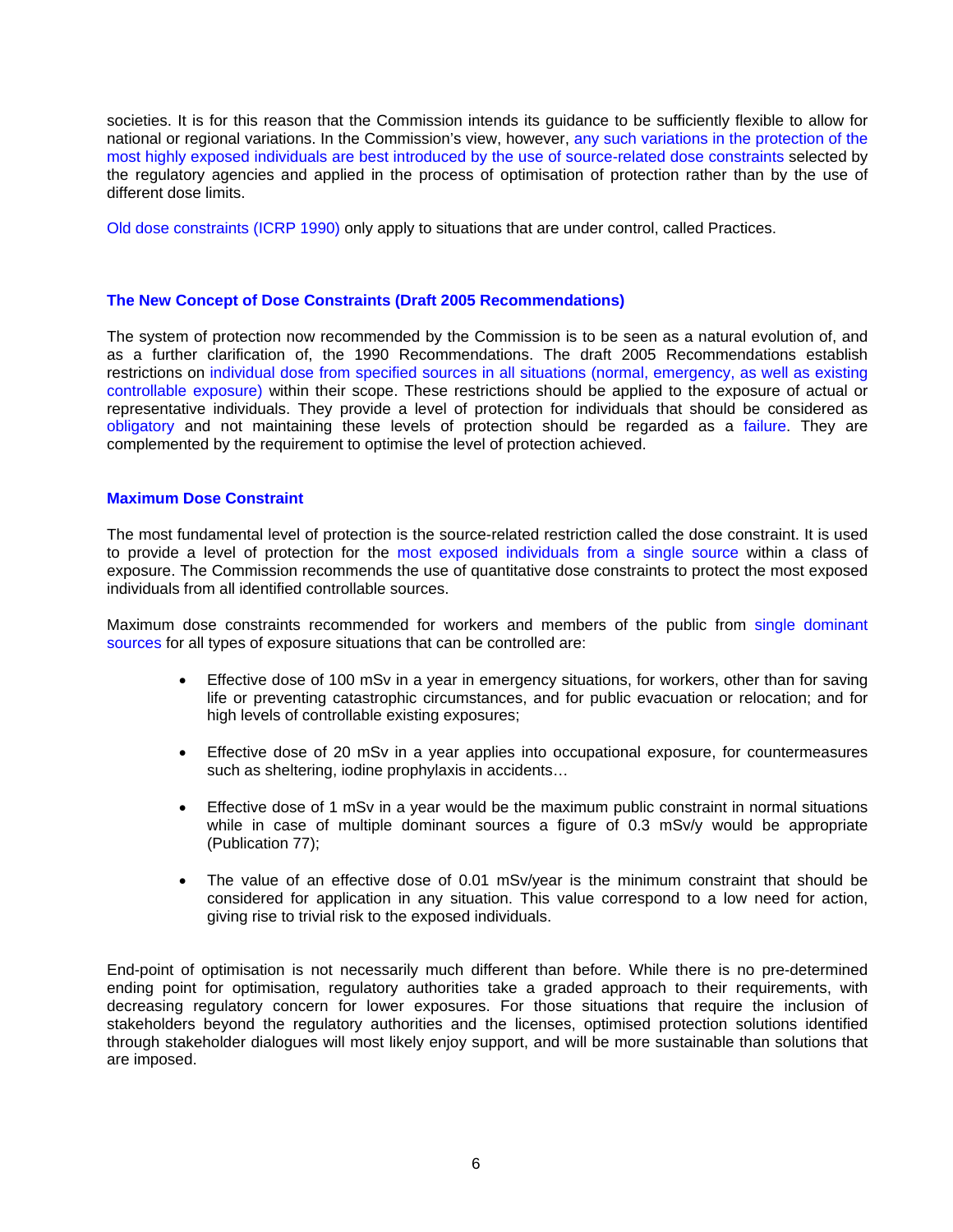societies. It is for this reason that the Commission intends its guidance to be sufficiently flexible to allow for national or regional variations. In the Commission's view, however, any such variations in the protection of the most highly exposed individuals are best introduced by the use of source-related dose constraints selected by the regulatory agencies and applied in the process of optimisation of protection rather than by the use of different dose limits.

Old dose constraints (ICRP 1990) only apply to situations that are under control, called Practices.

### The New Concept of Dose Constraints (Draft 2005 Recommendations)

The system of protection now recommended by the Commission is to be seen as a natural evolution of, and as a further clarification of, the 1990 Recommendations. The draft 2005 Recommendations establish restrictions on individual dose from specified sources in all situations (normal, emergency, as well as existing controllable exposure) within their scope. These restrictions should be applied to the exposure of actual or representative individuals. They provide a level of protection for individuals that should be considered as obligatory and not maintaining these levels of protection should be regarded as a failure. They are complemented by the requirement to optimise the level of protection achieved.

### Maximum Dose Constraint

The most fundamental level of protection is the source-related restriction called the dose constraint. It is used to provide a level of protection for the most exposed individuals from a single source within a class of exposure. The Commission recommends the use of quantitative dose constraints to protect the most exposed individuals from all identified controllable sources.

Maximum dose constraints recommended for workers and members of the public from single dominant sources for all types of exposure situations that can be controlled are:

- Effective dose of 100 mSv in a year in emergency situations, for workers, other than for saving life or preventing catastrophic circumstances, and for public evacuation or relocation; and for high levels of controllable existing exposures;
- Effective dose of 20 mSv in a year applies into occupational exposure, for countermeasures such as sheltering, iodine prophylaxis in accidents…
- Effective dose of 1 mSv in a year would be the maximum public constraint in normal situations while in case of multiple dominant sources a figure of 0.3 mSv/y would be appropriate (Publication 77);
- The value of an effective dose of 0.01 mSv/year is the minimum constraint that should be considered for application in any situation. This value correspond to a low need for action, giving rise to trivial risk to the exposed individuals.

End-point of optimisation is not necessarily much different than before. While there is no pre-determined ending point for optimisation, regulatory authorities take a graded approach to their requirements, with decreasing regulatory concern for lower exposures. For those situations that require the inclusion of stakeholders beyond the regulatory authorities and the licenses, optimised protection solutions identified through stakeholder dialogues will most likely enjoy support, and will be more sustainable than solutions that are imposed.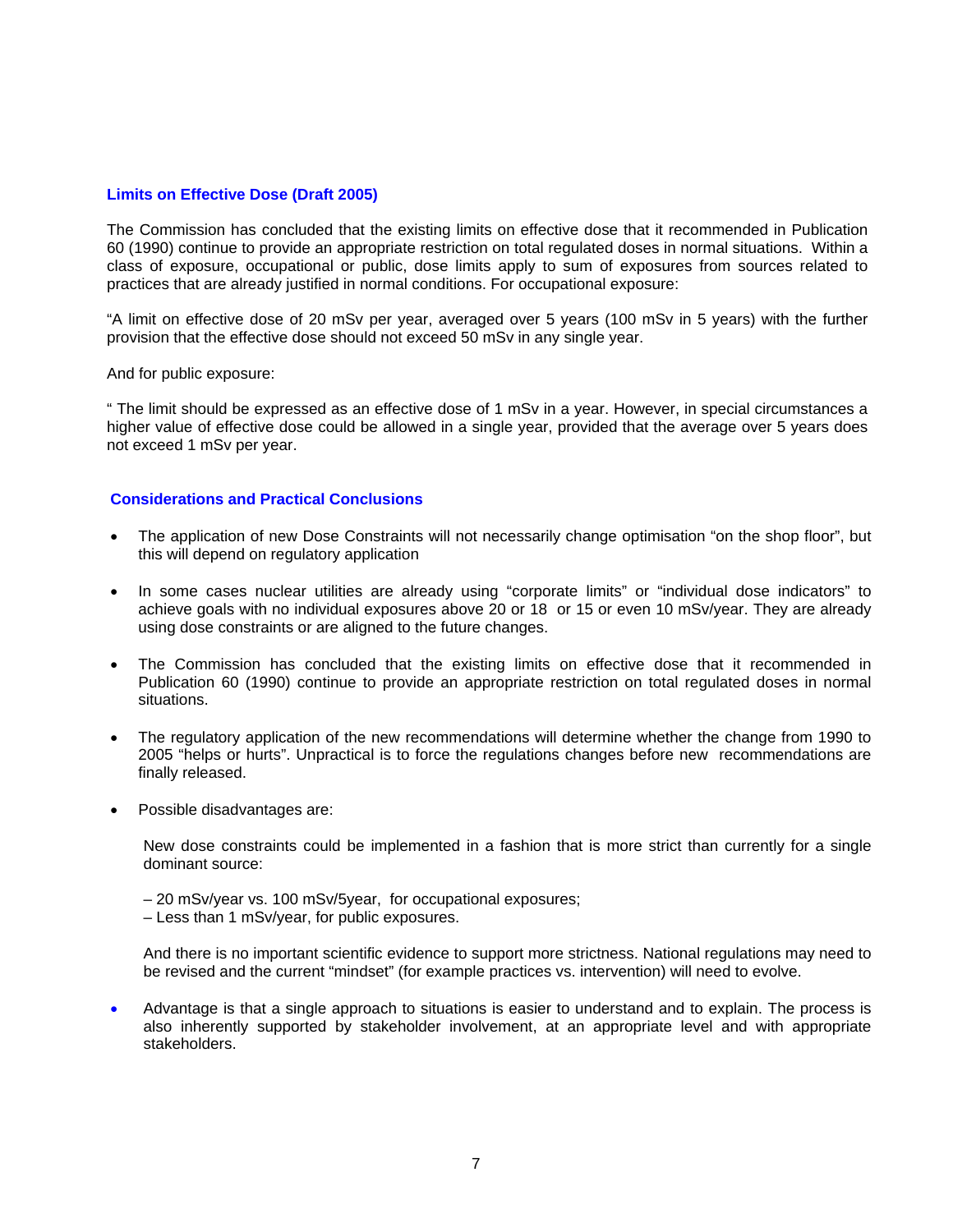### Limits on Effective Dose (Draft 2005)

The Commission has concluded that the existing limits on effective dose that it recommended in Publication 60 (1990) continue to provide an appropriate restriction on total regulated doses in normal situations. Within a class of exposure, occupational or public, dose limits apply to sum of exposures from sources related to practices that are already justified in normal conditions. For occupational exposure:

"A limit on effective dose of 20 mSv per year, averaged over 5 years (100 mSv in 5 years) with the further provision that the effective dose should not exceed 50 mSv in any single year.

And for public exposure:

" The limit should be expressed as an effective dose of 1 mSv in a year. However, in special circumstances a higher value of effective dose could be allowed in a single year, provided that the average over 5 years does not exceed 1 mSv per year.

### Considerations and Practical Conclusions

- The application of new Dose Constraints will not necessarily change optimisation "on the shop floor", but this will depend on regulatory application
- In some cases nuclear utilities are already using "corporate limits" or "individual dose indicators" to achieve goals with no individual exposures above 20 or 18 or 15 or even 10 mSv/year. They are already using dose constraints or are aligned to the future changes.
- The Commission has concluded that the existing limits on effective dose that it recommended in Publication 60 (1990) continue to provide an appropriate restriction on total regulated doses in normal situations.
- The regulatory application of the new recommendations will determine whether the change from 1990 to 2005 "helps or hurts". Unpractical is to force the regulations changes before new recommendations are finally released.
- Possible disadvantages are:

  New dose constraints could be implemented in a fashion that is more strict than currently for a single dominant source:

  – 20 mSv/year vs. 100 mSv/5year, for occupational exposures;
  – Less than 1 mSv/year, for public exposures.

  And there is no important scientific evidence to support more strictness. National regulations may need to be revised and the current "mindset" (for example practices vs. intervention) will need to evolve.

- Advantage is that a single approach to situations is easier to understand and to explain. The process is also inherently supported by stakeholder involvement, at an appropriate level and with appropriate stakeholders.